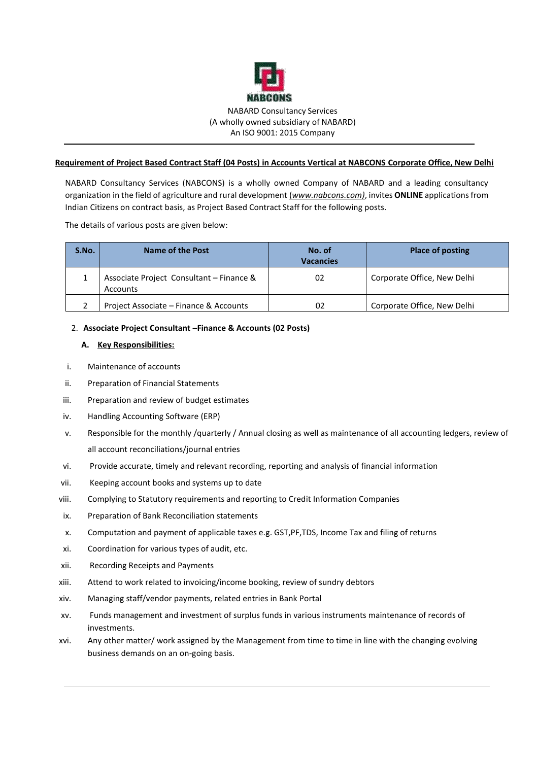NABCONS

NABARD Consultancy Services
(A wholly owned subsidiary of NABARD)
An ISO 9001: 2015 Company

---

**Requirement of Project Based Contract Staff (04 Posts) in Accounts Vertical at NABCONS Corporate Office, New Delhi**

NABARD Consultancy Services (NABCONS) is a wholly owned Company of NABARD and a leading consultancy organization in the field of agriculture and rural development *(www.nabcons.com)*, invites **ONLINE** applications from Indian Citizens on contract basis, as Project Based Contract Staff for the following posts.

The details of various posts are given below:

| S.No. | Name of the Post | No. of Vacancies | Place of posting |
|---|---|---|---|
| 1 | Associate Project Consultant – Finance & Accounts | 02 | Corporate Office, New Delhi |
| 2 | Project Associate – Finance & Accounts | 02 | Corporate Office, New Delhi |

2. **Associate Project Consultant –Finance & Accounts (02 Posts)**

   A. **Key Responsibilities:**

i. Maintenance of accounts
ii. Preparation of Financial Statements
iii. Preparation and review of budget estimates
iv. Handling Accounting Software (ERP)
v. Responsible for the monthly /quarterly / Annual closing as well as maintenance of all accounting ledgers, review of all account reconciliations/journal entries
vi. Provide accurate, timely and relevant recording, reporting and analysis of financial information
vii. Keeping account books and systems up to date
viii. Complying to Statutory requirements and reporting to Credit Information Companies
ix. Preparation of Bank Reconciliation statements
x. Computation and payment of applicable taxes e.g. GST,PF,TDS, Income Tax and filing of returns
xi. Coordination for various types of audit, etc.
xii. Recording Receipts and Payments
xiii. Attend to work related to invoicing/income booking, review of sundry debtors
xiv. Managing staff/vendor payments, related entries in Bank Portal
xv. Funds management and investment of surplus funds in various instruments maintenance of records of investments.
xvi. Any other matter/ work assigned by the Management from time to time in line with the changing evolving business demands on an on-going basis.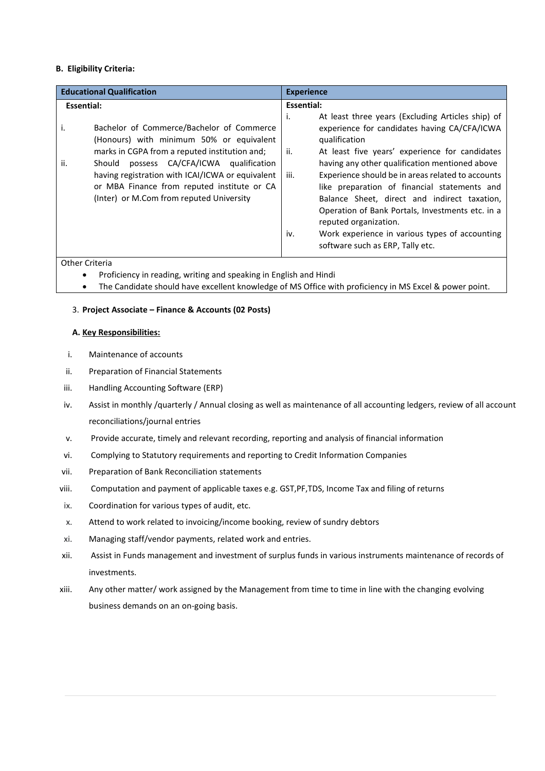**B. Eligibility Criteria:**

| Educational Qualification | Experience |
|---|---|
| **Essential:**<br><br>i. Bachelor of Commerce/Bachelor of Commerce (Honours) with minimum 50% or equivalent marks in CGPA from a reputed institution and;<br>ii. Should possess CA/CFA/ICWA qualification having registration with ICAI/ICWA or equivalent or MBA Finance from reputed institute or CA (Inter) or M.Com from reputed University | **Essential:**<br>i. At least three years (Excluding Articles ship) of experience for candidates having CA/CFA/ICWA qualification<br>ii. At least five years' experience for candidates having any other qualification mentioned above<br>iii. Experience should be in areas related to accounts like preparation of financial statements and Balance Sheet, direct and indirect taxation, Operation of Bank Portals, Investments etc. in a reputed organization.<br>iv. Work experience in various types of accounting software such as ERP, Tally etc. |
| Other Criteria<br>• Proficiency in reading, writing and speaking in English and Hindi<br>• The Candidate should have excellent knowledge of MS Office with proficiency in MS Excel & power point. | |

3. **Project Associate – Finance & Accounts (02 Posts)**

**A. Key Responsibilities:**

i. Maintenance of accounts
ii. Preparation of Financial Statements
iii. Handling Accounting Software (ERP)
iv. Assist in monthly /quarterly / Annual closing as well as maintenance of all accounting ledgers, review of all account reconciliations/journal entries
v. Provide accurate, timely and relevant recording, reporting and analysis of financial information
vi. Complying to Statutory requirements and reporting to Credit Information Companies
vii. Preparation of Bank Reconciliation statements
viii. Computation and payment of applicable taxes e.g. GST,PF,TDS, Income Tax and filing of returns
ix. Coordination for various types of audit, etc.
x. Attend to work related to invoicing/income booking, review of sundry debtors
xi. Managing staff/vendor payments, related work and entries.
xii. Assist in Funds management and investment of surplus funds in various instruments maintenance of records of investments.
xiii. Any other matter/ work assigned by the Management from time to time in line with the changing evolving business demands on an on-going basis.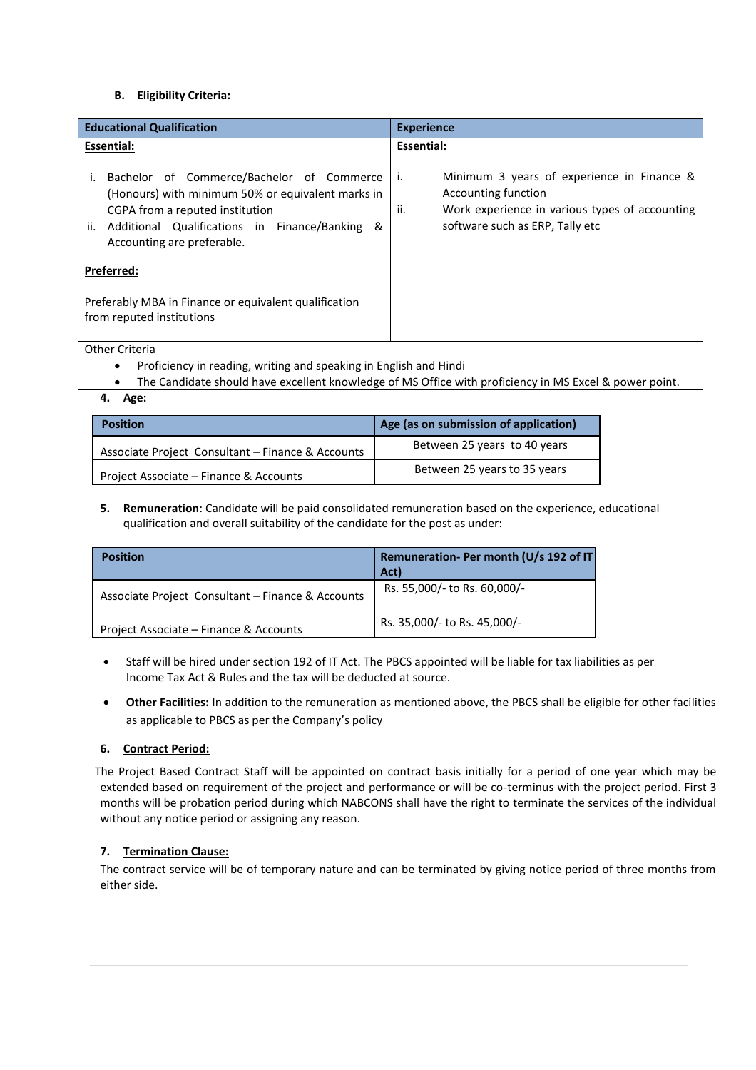#### B. Eligibility Criteria:

| Educational Qualification | Experience |
|---|---|
| **Essential:**<br><br>i. Bachelor of Commerce/Bachelor of Commerce (Honours) with minimum 50% or equivalent marks in CGPA from a reputed institution<br>ii. Additional Qualifications in Finance/Banking & Accounting are preferable.<br><br>**Preferred:**<br><br>Preferably MBA in Finance or equivalent qualification from reputed institutions | **Essential:**<br><br>i. Minimum 3 years of experience in Finance & Accounting function<br>ii. Work experience in various types of accounting software such as ERP, Tally etc |
| Other Criteria<br>• Proficiency in reading, writing and speaking in English and Hindi<br>• The Candidate should have excellent knowledge of MS Office with proficiency in MS Excel & power point. | |

4. **Age:**

| Position | Age (as on submission of application) |
|---|---|
| Associate Project Consultant – Finance & Accounts | Between 25 years to 40 years |
| Project Associate – Finance & Accounts | Between 25 years to 35 years |

5. **Remuneration**: Candidate will be paid consolidated remuneration based on the experience, educational qualification and overall suitability of the candidate for the post as under:

| Position | Remuneration- Per month (U/s 192 of IT Act) |
|---|---|
| Associate Project Consultant – Finance & Accounts | Rs. 55,000/- to Rs. 60,000/- |
| Project Associate – Finance & Accounts | Rs. 35,000/- to Rs. 45,000/- |

- Staff will be hired under section 192 of IT Act. The PBCS appointed will be liable for tax liabilities as per Income Tax Act & Rules and the tax will be deducted at source.
- **Other Facilities:** In addition to the remuneration as mentioned above, the PBCS shall be eligible for other facilities as applicable to PBCS as per the Company's policy

6. **Contract Period:**

The Project Based Contract Staff will be appointed on contract basis initially for a period of one year which may be extended based on requirement of the project and performance or will be co-terminus with the project period. First 3 months will be probation period during which NABCONS shall have the right to terminate the services of the individual without any notice period or assigning any reason.

7. **Termination Clause:**

The contract service will be of temporary nature and can be terminated by giving notice period of three months from either side.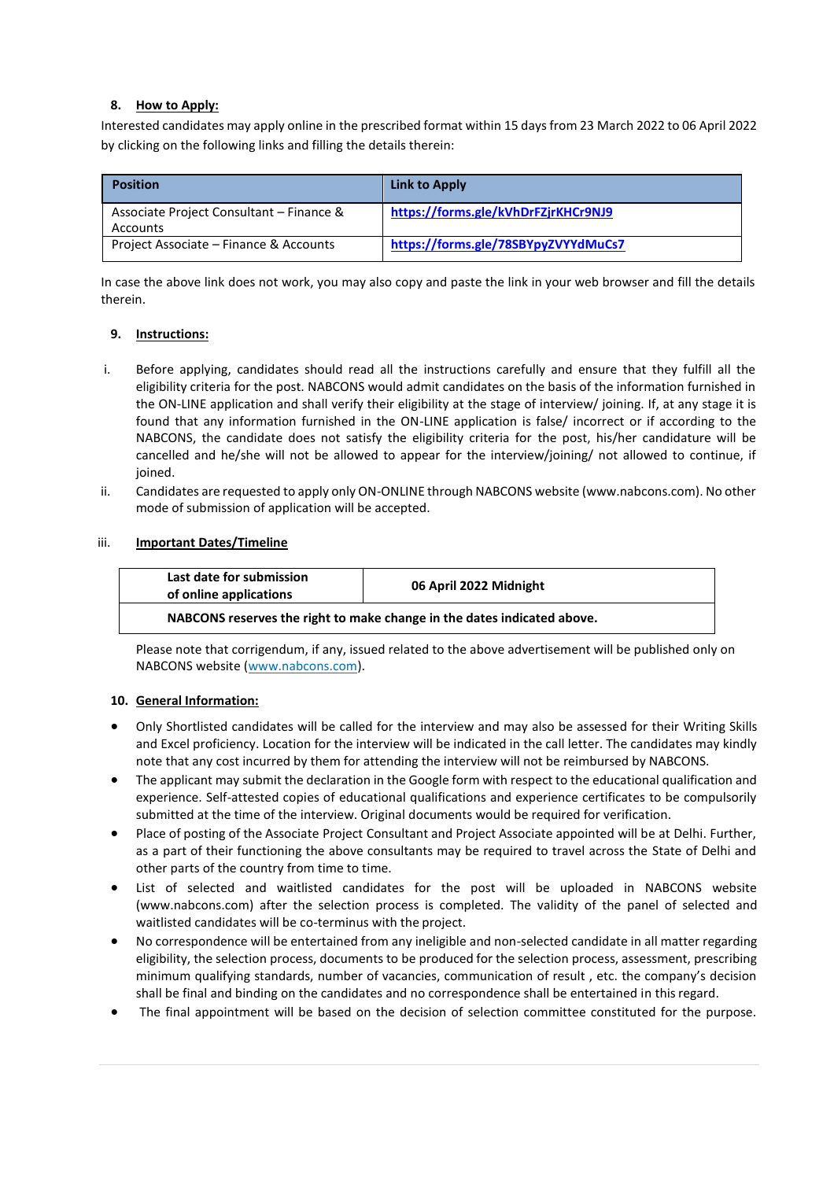**8. How to Apply:**

Interested candidates may apply online in the prescribed format within 15 days from 23 March 2022 to 06 April 2022 by clicking on the following links and filling the details therein:

| Position | Link to Apply |
| --- | --- |
| Associate Project Consultant – Finance & Accounts | **https://forms.gle/kVhDrFZjrKHCr9NJ9** |
| Project Associate – Finance & Accounts | **https://forms.gle/78SBYpyZVYYdMuCs7** |

In case the above link does not work, you may also copy and paste the link in your web browser and fill the details therein.

**9. Instructions:**

i. Before applying, candidates should read all the instructions carefully and ensure that they fulfill all the eligibility criteria for the post. NABCONS would admit candidates on the basis of the information furnished in the ON-LINE application and shall verify their eligibility at the stage of interview/ joining. If, at any stage it is found that any information furnished in the ON-LINE application is false/ incorrect or if according to the NABCONS, the candidate does not satisfy the eligibility criteria for the post, his/her candidature will be cancelled and he/she will not be allowed to appear for the interview/joining/ not allowed to continue, if joined.

ii. Candidates are requested to apply only ON-ONLINE through NABCONS website (www.nabcons.com). No other mode of submission of application will be accepted.

iii. **Important Dates/Timeline**

| **Last date for submission of online applications** | **06 April 2022 Midnight** |
| --- | --- |
| **NABCONS reserves the right to make change in the dates indicated above.** | |

Please note that corrigendum, if any, issued related to the above advertisement will be published only on NABCONS website (www.nabcons.com).

**10. General Information:**

- Only Shortlisted candidates will be called for the interview and may also be assessed for their Writing Skills and Excel proficiency. Location for the interview will be indicated in the call letter. The candidates may kindly note that any cost incurred by them for attending the interview will not be reimbursed by NABCONS.
- The applicant may submit the declaration in the Google form with respect to the educational qualification and experience. Self-attested copies of educational qualifications and experience certificates to be compulsorily submitted at the time of the interview. Original documents would be required for verification.
- Place of posting of the Associate Project Consultant and Project Associate appointed will be at Delhi. Further, as a part of their functioning the above consultants may be required to travel across the State of Delhi and other parts of the country from time to time.
- List of selected and waitlisted candidates for the post will be uploaded in NABCONS website (www.nabcons.com) after the selection process is completed. The validity of the panel of selected and waitlisted candidates will be co-terminus with the project.
- No correspondence will be entertained from any ineligible and non-selected candidate in all matter regarding eligibility, the selection process, documents to be produced for the selection process, assessment, prescribing minimum qualifying standards, number of vacancies, communication of result , etc. the company's decision shall be final and binding on the candidates and no correspondence shall be entertained in this regard.
- The final appointment will be based on the decision of selection committee constituted for the purpose.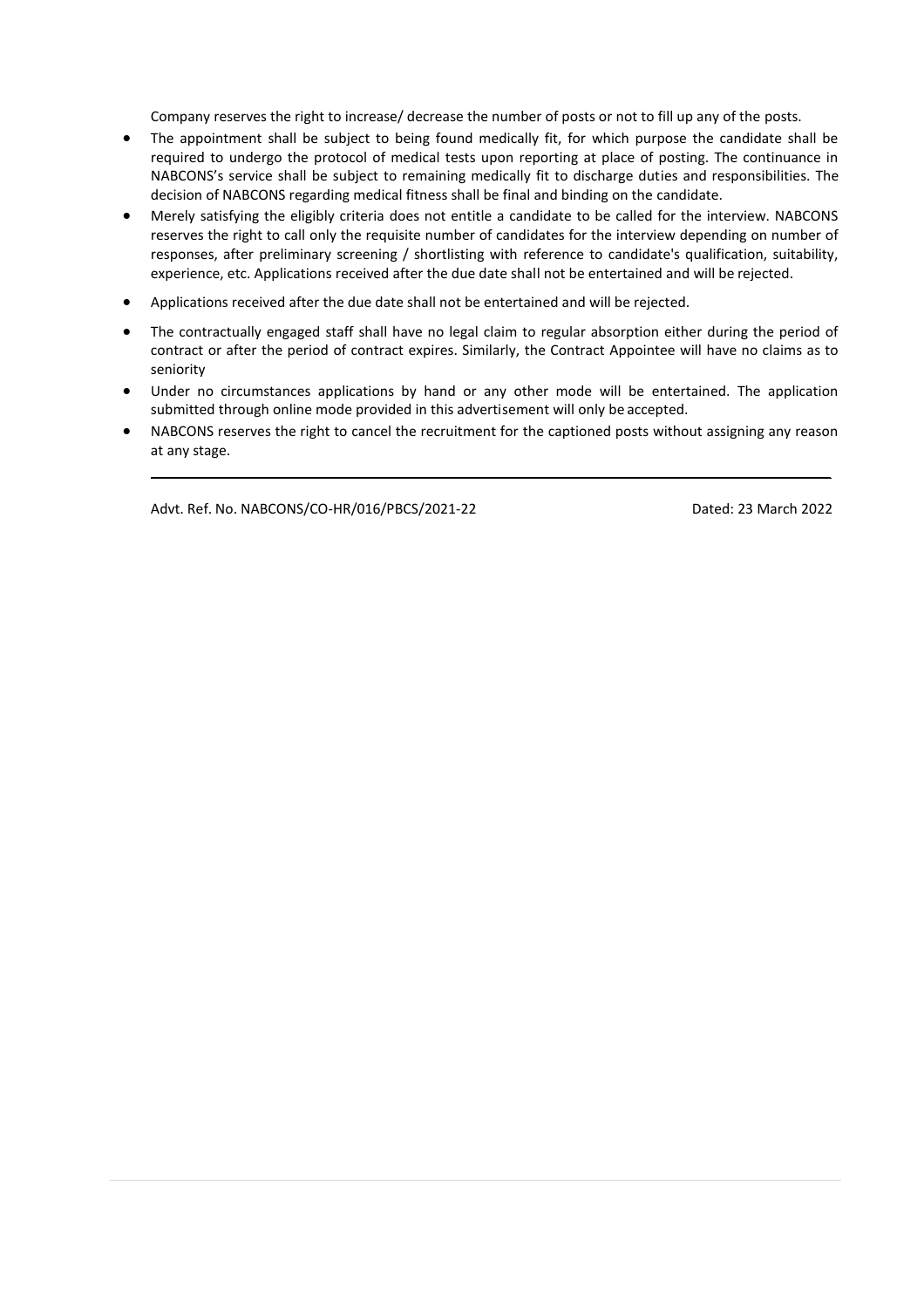Company reserves the right to increase/ decrease the number of posts or not to fill up any of the posts.

- The appointment shall be subject to being found medically fit, for which purpose the candidate shall be required to undergo the protocol of medical tests upon reporting at place of posting. The continuance in NABCONS's service shall be subject to remaining medically fit to discharge duties and responsibilities. The decision of NABCONS regarding medical fitness shall be final and binding on the candidate.
- Merely satisfying the eligibly criteria does not entitle a candidate to be called for the interview. NABCONS reserves the right to call only the requisite number of candidates for the interview depending on number of responses, after preliminary screening / shortlisting with reference to candidate's qualification, suitability, experience, etc. Applications received after the due date shall not be entertained and will be rejected.
- Applications received after the due date shall not be entertained and will be rejected.
- The contractually engaged staff shall have no legal claim to regular absorption either during the period of contract or after the period of contract expires. Similarly, the Contract Appointee will have no claims as to seniority
- Under no circumstances applications by hand or any other mode will be entertained. The application submitted through online mode provided in this advertisement will only be accepted.
- NABCONS reserves the right to cancel the recruitment for the captioned posts without assigning any reason at any stage.

---

Advt. Ref. No. NABCONS/CO-HR/016/PBCS/2021-22 Dated: 23 March 2022